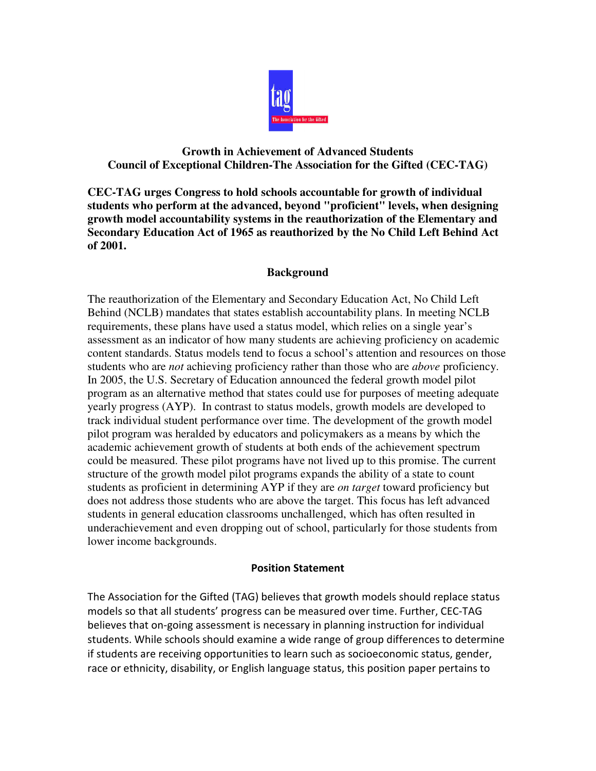## Growth in Achievement of Advanced Students
## Council of Exceptional Children-The Association for the Gifted (CEC-TAG)

**CEC-TAG urges Congress to hold schools accountable for growth of individual students who perform at the advanced, beyond "proficient" levels, when designing growth model accountability systems in the reauthorization of the Elementary and Secondary Education Act of 1965 as reauthorized by the No Child Left Behind Act of 2001.**

### Background

The reauthorization of the Elementary and Secondary Education Act, No Child Left Behind (NCLB) mandates that states establish accountability plans. In meeting NCLB requirements, these plans have used a status model, which relies on a single year's assessment as an indicator of how many students are achieving proficiency on academic content standards. Status models tend to focus a school's attention and resources on those students who are *not* achieving proficiency rather than those who are *above* proficiency. In 2005, the U.S. Secretary of Education announced the federal growth model pilot program as an alternative method that states could use for purposes of meeting adequate yearly progress (AYP). In contrast to status models, growth models are developed to track individual student performance over time. The development of the growth model pilot program was heralded by educators and policymakers as a means by which the academic achievement growth of students at both ends of the achievement spectrum could be measured. These pilot programs have not lived up to this promise. The current structure of the growth model pilot programs expands the ability of a state to count students as proficient in determining AYP if they are *on target* toward proficiency but does not address those students who are above the target. This focus has left advanced students in general education classrooms unchallenged, which has often resulted in underachievement and even dropping out of school, particularly for those students from lower income backgrounds.

### Position Statement

The Association for the Gifted (TAG) believes that growth models should replace status models so that all students' progress can be measured over time. Further, CEC-TAG believes that on-going assessment is necessary in planning instruction for individual students. While schools should examine a wide range of group differences to determine if students are receiving opportunities to learn such as socioeconomic status, gender, race or ethnicity, disability, or English language status, this position paper pertains to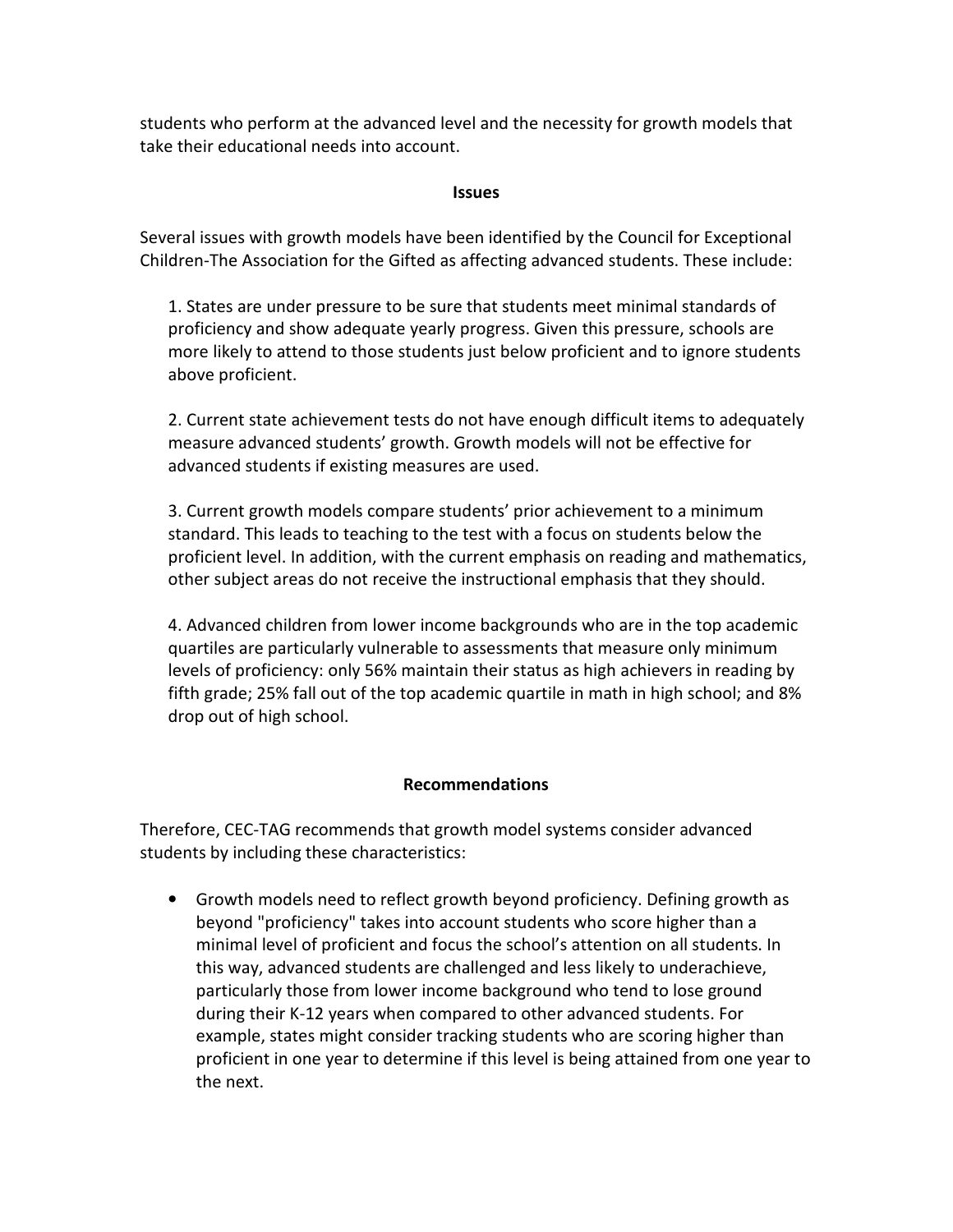students who perform at the advanced level and the necessity for growth models that take their educational needs into account.

## Issues

Several issues with growth models have been identified by the Council for Exceptional Children-The Association for the Gifted as affecting advanced students. These include:

1. States are under pressure to be sure that students meet minimal standards of proficiency and show adequate yearly progress. Given this pressure, schools are more likely to attend to those students just below proficient and to ignore students above proficient.

2. Current state achievement tests do not have enough difficult items to adequately measure advanced students' growth. Growth models will not be effective for advanced students if existing measures are used.

3. Current growth models compare students' prior achievement to a minimum standard. This leads to teaching to the test with a focus on students below the proficient level. In addition, with the current emphasis on reading and mathematics, other subject areas do not receive the instructional emphasis that they should.

4. Advanced children from lower income backgrounds who are in the top academic quartiles are particularly vulnerable to assessments that measure only minimum levels of proficiency: only 56% maintain their status as high achievers in reading by fifth grade; 25% fall out of the top academic quartile in math in high school; and 8% drop out of high school.

## Recommendations

Therefore, CEC-TAG recommends that growth model systems consider advanced students by including these characteristics:

- Growth models need to reflect growth beyond proficiency. Defining growth as beyond "proficiency" takes into account students who score higher than a minimal level of proficient and focus the school's attention on all students. In this way, advanced students are challenged and less likely to underachieve, particularly those from lower income background who tend to lose ground during their K-12 years when compared to other advanced students. For example, states might consider tracking students who are scoring higher than proficient in one year to determine if this level is being attained from one year to the next.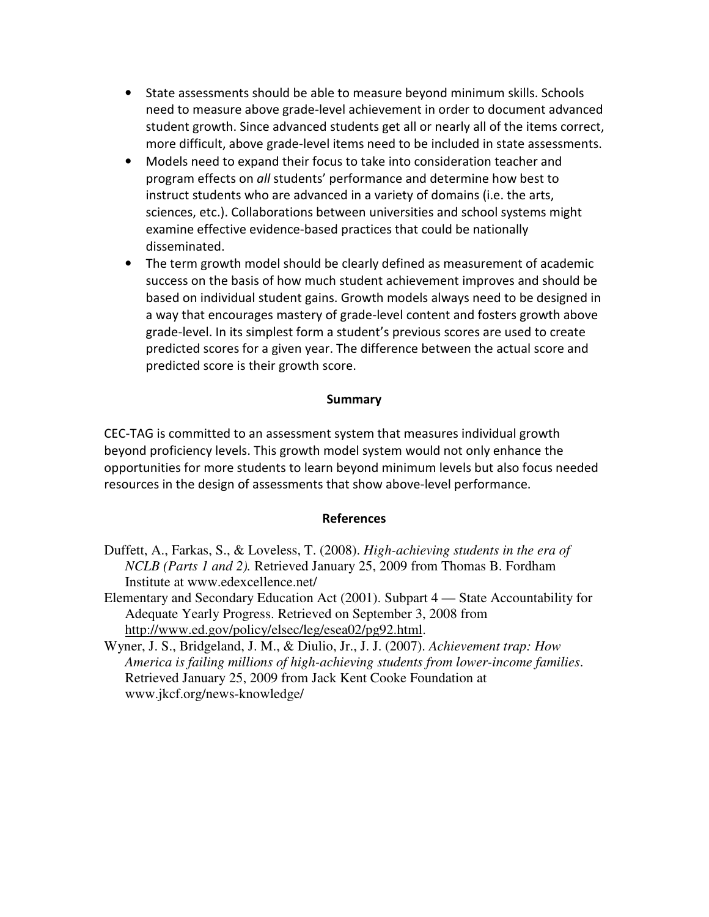- State assessments should be able to measure beyond minimum skills. Schools need to measure above grade-level achievement in order to document advanced student growth. Since advanced students get all or nearly all of the items correct, more difficult, above grade-level items need to be included in state assessments.
- Models need to expand their focus to take into consideration teacher and program effects on *all* students' performance and determine how best to instruct students who are advanced in a variety of domains (i.e. the arts, sciences, etc.). Collaborations between universities and school systems might examine effective evidence-based practices that could be nationally disseminated.
- The term growth model should be clearly defined as measurement of academic success on the basis of how much student achievement improves and should be based on individual student gains. Growth models always need to be designed in a way that encourages mastery of grade-level content and fosters growth above grade-level. In its simplest form a student's previous scores are used to create predicted scores for a given year. The difference between the actual score and predicted score is their growth score.

## Summary

CEC-TAG is committed to an assessment system that measures individual growth beyond proficiency levels. This growth model system would not only enhance the opportunities for more students to learn beyond minimum levels but also focus needed resources in the design of assessments that show above-level performance.

## References

Duffett, A., Farkas, S., & Loveless, T. (2008). *High-achieving students in the era of NCLB (Parts 1 and 2).* Retrieved January 25, 2009 from Thomas B. Fordham Institute at www.edexcellence.net/

Elementary and Secondary Education Act (2001). Subpart 4 — State Accountability for Adequate Yearly Progress. Retrieved on September 3, 2008 from http://www.ed.gov/policy/elsec/leg/esea02/pg92.html.

Wyner, J. S., Bridgeland, J. M., & Diulio, Jr., J. J. (2007). *Achievement trap: How America is failing millions of high-achieving students from lower-income families*. Retrieved January 25, 2009 from Jack Kent Cooke Foundation at www.jkcf.org/news-knowledge/